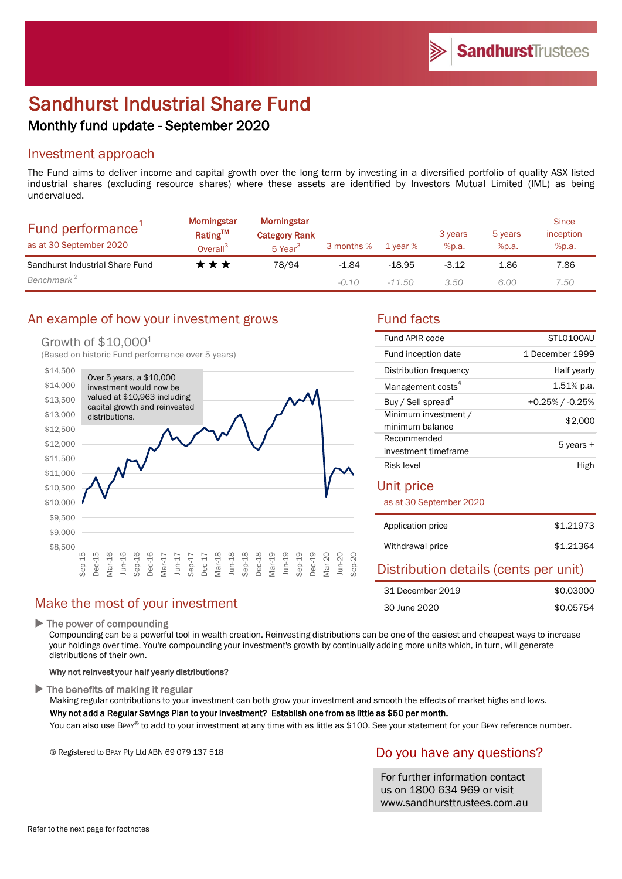# Sandhurst Industrial Share Fund

## Monthly fund update - September 2020

## Investment approach

The Fund aims to deliver income and capital growth over the long term by investing in a diversified portfolio of quality ASX listed industrial shares (excluding resource shares) where these assets are identified by Investors Mutual Limited (IML) as being undervalued.

| Fund performance[1] as at 30 September 2020 | Morningstar Rating™ Overall[3] | Morningstar Category Rank 5 Year[3] | 3 months % | 1 year % | 3 years %p.a. | 5 years %p.a. | Since inception %p.a. |
|---|---|---|---|---|---|---|---|
| Sandhurst Industrial Share Fund | ★★★ | 78/94 | -1.84 | -18.95 | -3.12 | 1.86 | 7.86 |
| *Benchmark[2]* | | | *-0.10* | *-11.50* | *3.50* | *6.00* | *7.50* |

## An example of how your investment grows

Growth of $10,000[1]

(Based on historic Fund performance over 5 years)

Over 5 years, a $10,000 investment would now be valued at $10,963 including capital growth and reinvested distributions.

## Fund facts

| | |
|---|---|
| Fund APIR code | STL0100AU |
| Fund inception date | 1 December 1999 |
| Distribution frequency | Half yearly |
| Management costs[4] | 1.51% p.a. |
| Buy / Sell spread[4] | +0.25% / -0.25% |
| Minimum investment / minimum balance | $2,000 |
| Recommended investment timeframe | 5 years + |
| Risk level | High |

## Unit price

as at 30 September 2020

| | |
|---|---|
| Application price | $1.21973 |
| Withdrawal price | $1.21364 |

## Distribution details (cents per unit)

| | |
|---|---|
| 31 December 2019 | $0.03000 |
| 30 June 2020 | $0.05754 |

## Make the most of your investment

▶ The power of compounding

Compounding can be a powerful tool in wealth creation. Reinvesting distributions can be one of the easiest and cheapest ways to increase your holdings over time. You're compounding your investment's growth by continually adding more units which, in turn, will generate distributions of their own.

**Why not reinvest your half yearly distributions?**

▶ The benefits of making it regular

Making regular contributions to your investment can both grow your investment and smooth the effects of market highs and lows.

**Why not add a Regular Savings Plan to your investment? Establish one from as little as $50 per month.**

You can also use BPAY® to add to your investment at any time with as little as $100. See your statement for your BPAY reference number.

® Registered to BPAY Pty Ltd ABN 69 079 137 518

## Do you have any questions?

For further information contact us on 1800 634 969 or visit www.sandhursttrustees.com.au

Refer to the next page for footnotes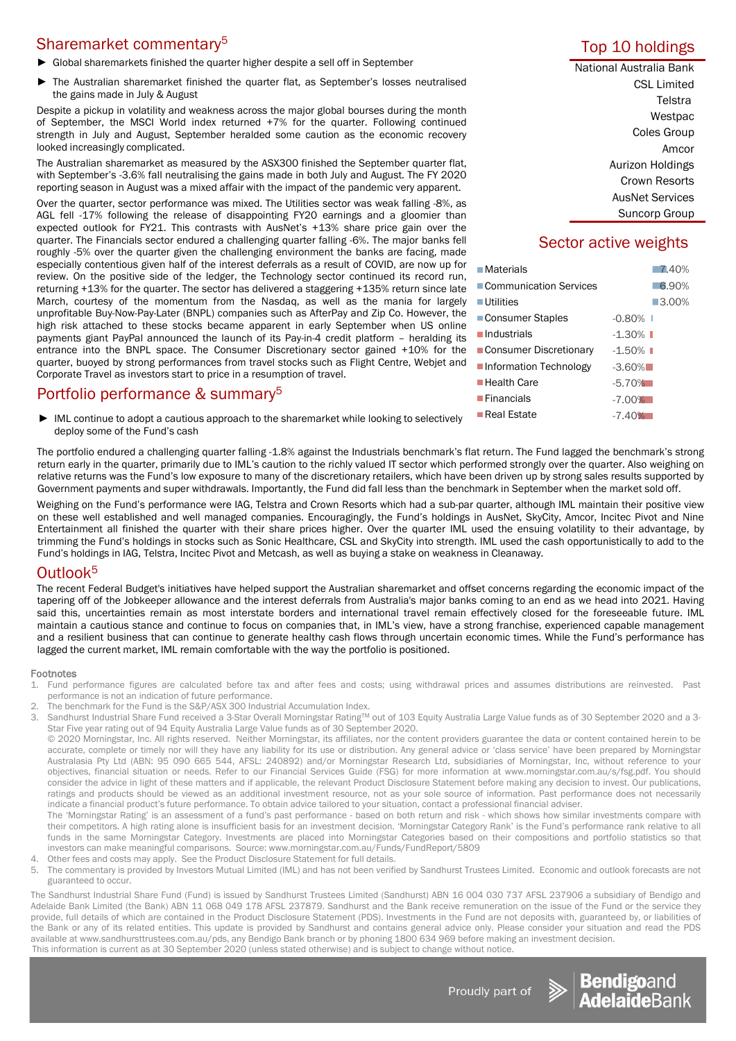## Sharemarket commentary[5]

- ► Global sharemarkets finished the quarter higher despite a sell off in September
- ► The Australian sharemarket finished the quarter flat, as September's losses neutralised the gains made in July & August

Despite a pickup in volatility and weakness across the major global bourses during the month of September, the MSCI World index returned +7% for the quarter. Following continued strength in July and August, September heralded some caution as the economic recovery looked increasingly complicated.

The Australian sharemarket as measured by the ASX300 finished the September quarter flat, with September's -3.6% fall neutralising the gains made in both July and August. The FY 2020 reporting season in August was a mixed affair with the impact of the pandemic very apparent.

Over the quarter, sector performance was mixed. The Utilities sector was weak falling -8%, as AGL fell -17% following the release of disappointing FY20 earnings and a gloomier than expected outlook for FY21. This contrasts with AusNet's +13% share price gain over the quarter. The Financials sector endured a challenging quarter falling -6%. The major banks fell roughly -5% over the quarter given the challenging environment the banks are facing, made especially contentious given half of the interest deferrals as a result of COVID, are now up for review. On the positive side of the ledger, the Technology sector continued its record run, returning +13% for the quarter. The sector has delivered a staggering +135% return since late March, courtesy of the momentum from the Nasdaq, as well as the mania for largely unprofitable Buy-Now-Pay-Later (BNPL) companies such as AfterPay and Zip Co. However, the high risk attached to these stocks became apparent in early September when US online payments giant PayPal announced the launch of its Pay-in-4 credit platform – heralding its entrance into the BNPL space. The Consumer Discretionary sector gained +10% for the quarter, buoyed by strong performances from travel stocks such as Flight Centre, Webjet and Corporate Travel as investors start to price in a resumption of travel.

## Portfolio performance & summary[5]

- ► IML continue to adopt a cautious approach to the sharemarket while looking to selectively deploy some of the Fund's cash

The portfolio endured a challenging quarter falling -1.8% against the Industrials benchmark's flat return. The Fund lagged the benchmark's strong return early in the quarter, primarily due to IML's caution to the richly valued IT sector which performed strongly over the quarter. Also weighing on relative returns was the Fund's low exposure to many of the discretionary retailers, which have been driven up by strong sales results supported by Government payments and super withdrawals. Importantly, the Fund did fall less than the benchmark in September when the market sold off.

Weighing on the Fund's performance were IAG, Telstra and Crown Resorts which had a sub-par quarter, although IML maintain their positive view on these well established and well managed companies. Encouragingly, the Fund's holdings in AusNet, SkyCity, Amcor, Incitec Pivot and Nine Entertainment all finished the quarter with their share prices higher. Over the quarter IML used the ensuing volatility to their advantage, by trimming the Fund's holdings in stocks such as Sonic Healthcare, CSL and SkyCity into strength. IML used the cash opportunistically to add to the Fund's holdings in IAG, Telstra, Incitec Pivot and Metcash, as well as buying a stake on weakness in Cleanaway.

## Top 10 holdings

National Australia Bank
CSL Limited
Telstra
Westpac
Coles Group
Amcor
Aurizon Holdings
Crown Resorts
AusNet Services
Suncorp Group

## Sector active weights

Materials 7.40%
Communication Services 6.90%
Utilities 3.00%
Consumer Staples -0.80%
Industrials -1.30%
Consumer Discretionary -1.50%
Information Technology -3.60%
Health Care -5.70%
Financials -7.00%
Real Estate -7.40%

## Outlook[5]

The recent Federal Budget's initiatives have helped support the Australian sharemarket and offset concerns regarding the economic impact of the tapering off of the Jobkeeper allowance and the interest deferrals from Australia's major banks coming to an end as we head into 2021. Having said this, uncertainties remain as most interstate borders and international travel remain effectively closed for the foreseeable future. IML maintain a cautious stance and continue to focus on companies that, in IML's view, have a strong franchise, experienced capable management and a resilient business that can continue to generate healthy cash flows through uncertain economic times. While the Fund's performance has lagged the current market, IML remain comfortable with the way the portfolio is positioned.

### Footnotes

1. Fund performance figures are calculated before tax and after fees and costs; using withdrawal prices and assumes distributions are reinvested. Past performance is not an indication of future performance.
2. The benchmark for the Fund is the S&P/ASX 300 Industrial Accumulation Index.
3. Sandhurst Industrial Share Fund received a 3-Star Overall Morningstar Rating™ out of 103 Equity Australia Large Value funds as of 30 September 2020 and a 3-Star Five year rating out of 94 Equity Australia Large Value funds as of 30 September 2020.
   © 2020 Morningstar, Inc. All rights reserved. Neither Morningstar, its affiliates, nor the content providers guarantee the data or content contained herein to be accurate, complete or timely nor will they have any liability for its use or distribution. Any general advice or 'class service' have been prepared by Morningstar Australasia Pty Ltd (ABN: 95 090 665 544, AFSL: 240892) and/or Morningstar Research Ltd, subsidiaries of Morningstar, Inc, without reference to your objectives, financial situation or needs. Refer to our Financial Services Guide (FSG) for more information at www.morningstar.com.au/s/fsg.pdf. You should consider the advice in light of these matters and if applicable, the relevant Product Disclosure Statement before making any decision to invest. Our publications, ratings and products should be viewed as an additional investment resource, not as your sole source of information. Past performance does not necessarily indicate a financial product's future performance. To obtain advice tailored to your situation, contact a professional financial adviser.
   The 'Morningstar Rating' is an assessment of a fund's past performance - based on both return and risk - which shows how similar investments compare with their competitors. A high rating alone is insufficient basis for an investment decision. 'Morningstar Category Rank' is the Fund's performance rank relative to all funds in the same Morningstar Category. Investments are placed into Morningstar Categories based on their compositions and portfolio statistics so that investors can make meaningful comparisons. Source: www.morningstar.com.au/Funds/FundReport/5809
4. Other fees and costs may apply. See the Product Disclosure Statement for full details.
5. The commentary is provided by Investors Mutual Limited (IML) and has not been verified by Sandhurst Trustees Limited. Economic and outlook forecasts are not guaranteed to occur.

The Sandhurst Industrial Share Fund (Fund) is issued by Sandhurst Trustees Limited (Sandhurst) ABN 16 004 030 737 AFSL 237906 a subsidiary of Bendigo and Adelaide Bank Limited (the Bank) ABN 11 068 049 178 AFSL 237879. Sandhurst and the Bank receive remuneration on the issue of the Fund or the service they provide, full details of which are contained in the Product Disclosure Statement (PDS). Investments in the Fund are not deposits with, guaranteed by, or liabilities of the Bank or any of its related entities. This update is provided by Sandhurst and contains general advice only. Please consider your situation and read the PDS available at www.sandhursttrustees.com.au/pds, any Bendigo Bank branch or by phoning 1800 634 969 before making an investment decision.
This information is current as at 30 September 2020 (unless stated otherwise) and is subject to change without notice.

Proudly part of Bendigo and Adelaide Bank